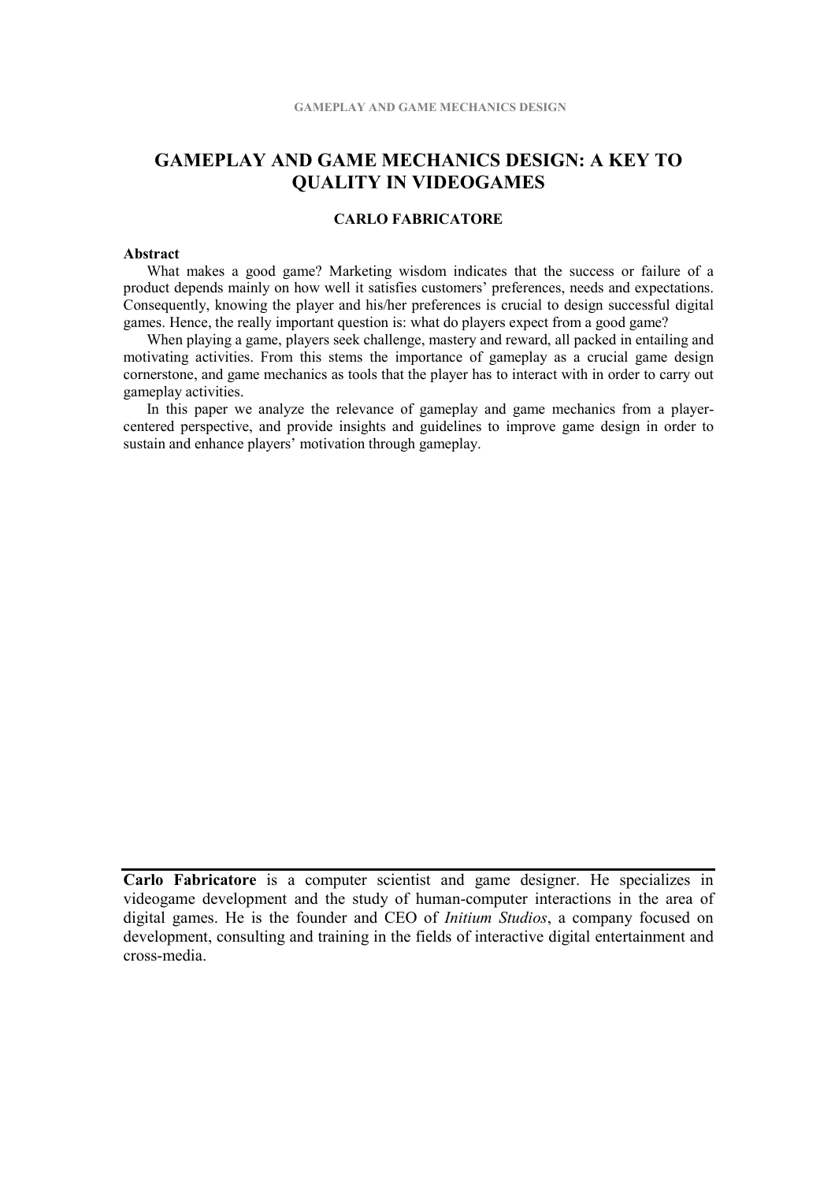# GAMEPLAY AND GAME MECHANICS DESIGN: A KEY TO QUALITY IN VIDEOGAMES

**CARLO FABRICATORE**

**Abstract**

What makes a good game? Marketing wisdom indicates that the success or failure of a product depends mainly on how well it satisfies customers' preferences, needs and expectations. Consequently, knowing the player and his/her preferences is crucial to design successful digital games. Hence, the really important question is: what do players expect from a good game?

When playing a game, players seek challenge, mastery and reward, all packed in entailing and motivating activities. From this stems the importance of gameplay as a crucial game design cornerstone, and game mechanics as tools that the player has to interact with in order to carry out gameplay activities.

In this paper we analyze the relevance of gameplay and game mechanics from a player-centered perspective, and provide insights and guidelines to improve game design in order to sustain and enhance players' motivation through gameplay.

---

**Carlo Fabricatore** is a computer scientist and game designer. He specializes in videogame development and the study of human-computer interactions in the area of digital games. He is the founder and CEO of *Initium Studios*, a company focused on development, consulting and training in the fields of interactive digital entertainment and cross-media.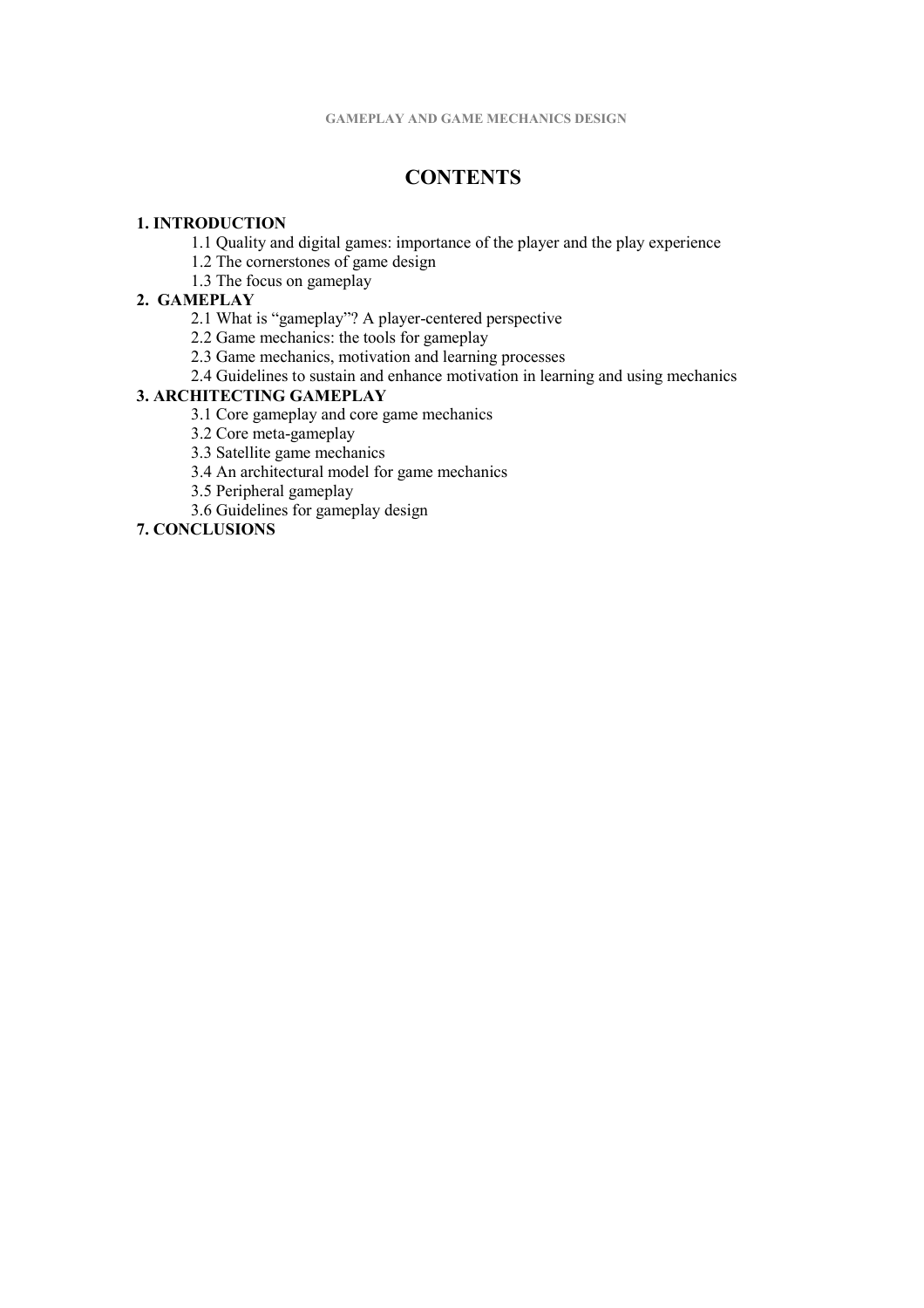# CONTENTS

**1. INTRODUCTION**

- 1.1 Quality and digital games: importance of the player and the play experience
- 1.2 The cornerstones of game design
- 1.3 The focus on gameplay

**2. GAMEPLAY**

- 2.1 What is “gameplay”? A player-centered perspective
- 2.2 Game mechanics: the tools for gameplay
- 2.3 Game mechanics, motivation and learning processes
- 2.4 Guidelines to sustain and enhance motivation in learning and using mechanics

**3. ARCHITECTING GAMEPLAY**

- 3.1 Core gameplay and core game mechanics
- 3.2 Core meta-gameplay
- 3.3 Satellite game mechanics
- 3.4 An architectural model for game mechanics
- 3.5 Peripheral gameplay
- 3.6 Guidelines for gameplay design

**7. CONCLUSIONS**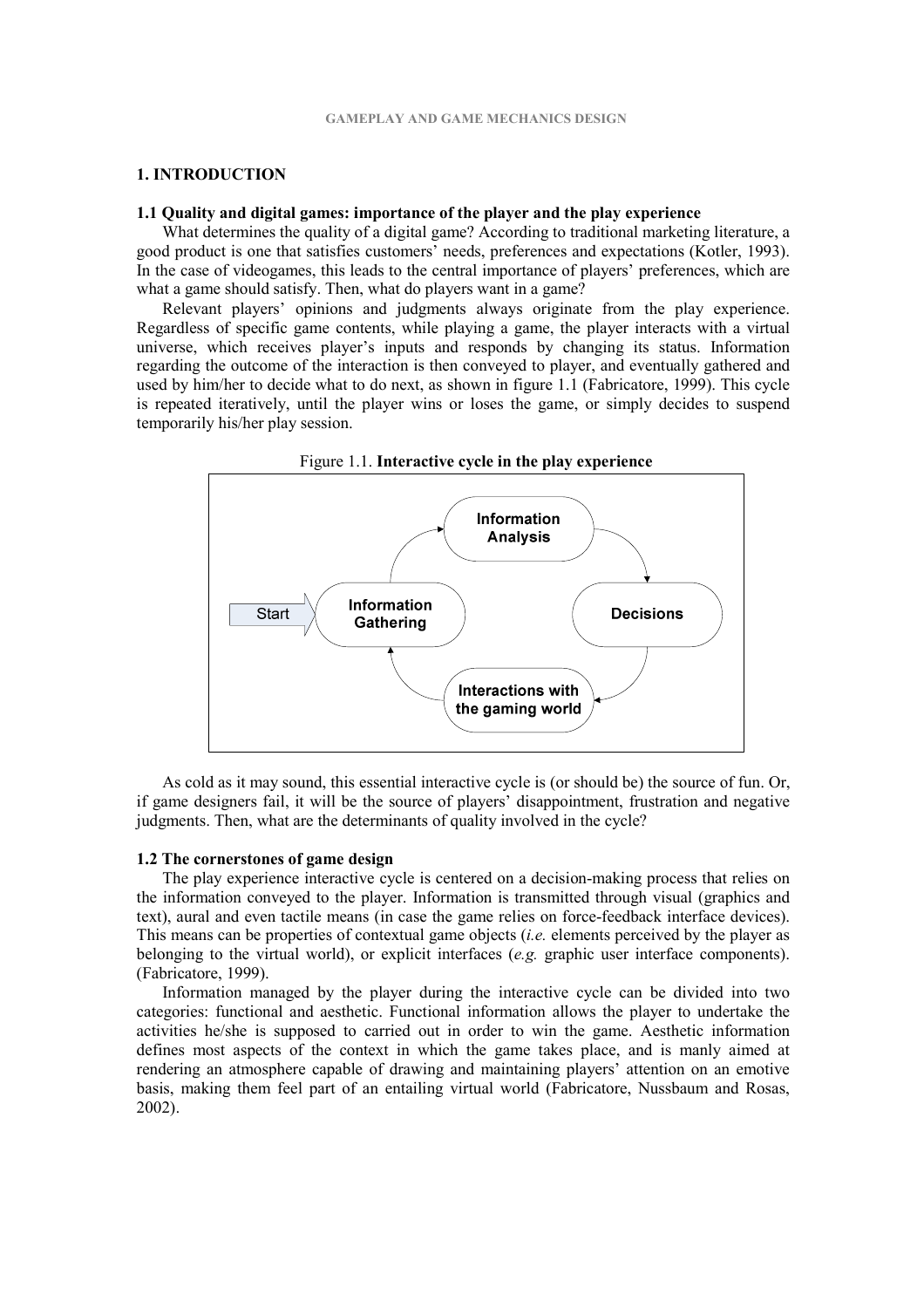## 1. INTRODUCTION

### 1.1 Quality and digital games: importance of the player and the play experience

What determines the quality of a digital game? According to traditional marketing literature, a good product is one that satisfies customers' needs, preferences and expectations (Kotler, 1993). In the case of videogames, this leads to the central importance of players' preferences, which are what a game should satisfy. Then, what do players want in a game?

Relevant players' opinions and judgments always originate from the play experience. Regardless of specific game contents, while playing a game, the player interacts with a virtual universe, which receives player's inputs and responds by changing its status. Information regarding the outcome of the interaction is then conveyed to player, and eventually gathered and used by him/her to decide what to do next, as shown in figure 1.1 (Fabricatore, 1999). This cycle is repeated iteratively, until the player wins or loses the game, or simply decides to suspend temporarily his/her play session.

Figure 1.1. **Interactive cycle in the play experience**

Start → Information Gathering → Information Analysis → Decisions → Interactions with the gaming world → Information Gathering

As cold as it may sound, this essential interactive cycle is (or should be) the source of fun. Or, if game designers fail, it will be the source of players' disappointment, frustration and negative judgments. Then, what are the determinants of quality involved in the cycle?

### 1.2 The cornerstones of game design

The play experience interactive cycle is centered on a decision-making process that relies on the information conveyed to the player. Information is transmitted through visual (graphics and text), aural and even tactile means (in case the game relies on force-feedback interface devices). This means can be properties of contextual game objects (*i.e.* elements perceived by the player as belonging to the virtual world), or explicit interfaces (*e.g.* graphic user interface components). (Fabricatore, 1999).

Information managed by the player during the interactive cycle can be divided into two categories: functional and aesthetic. Functional information allows the player to undertake the activities he/she is supposed to carried out in order to win the game. Aesthetic information defines most aspects of the context in which the game takes place, and is manly aimed at rendering an atmosphere capable of drawing and maintaining players' attention on an emotive basis, making them feel part of an entailing virtual world (Fabricatore, Nussbaum and Rosas, 2002).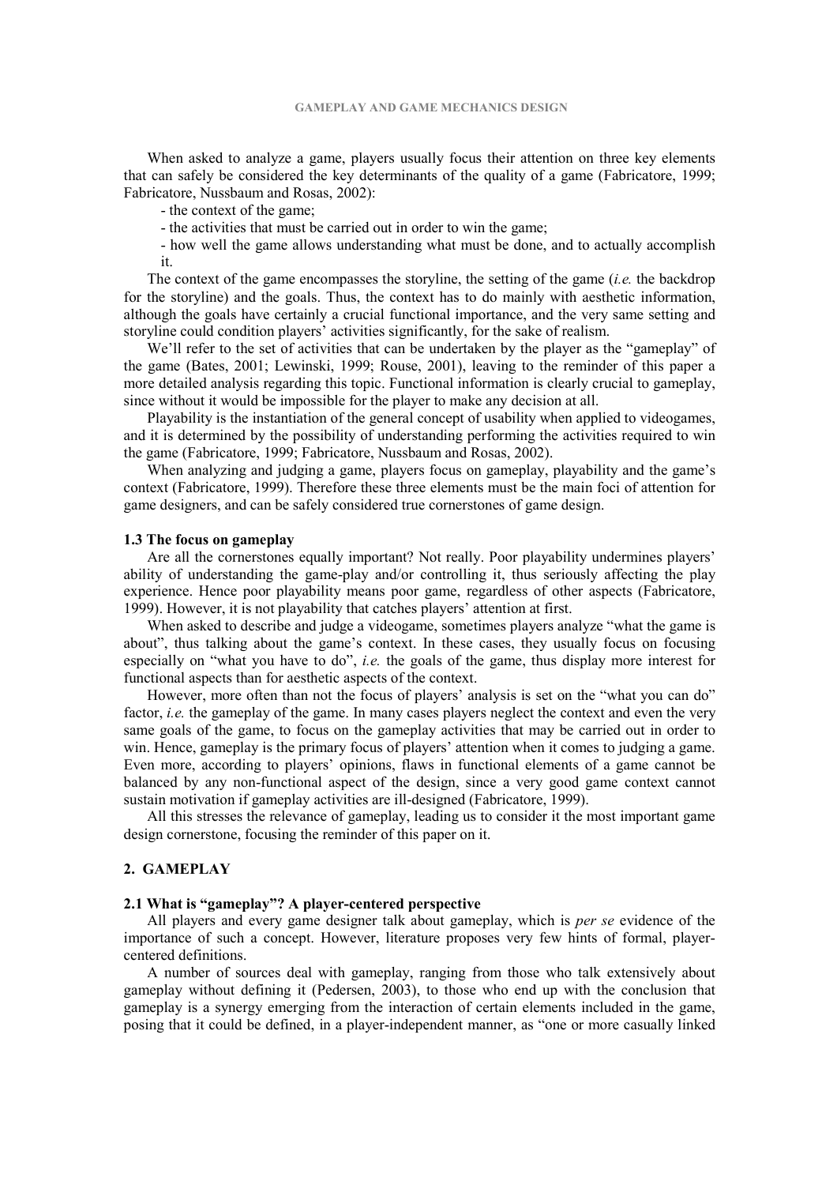When asked to analyze a game, players usually focus their attention on three key elements that can safely be considered the key determinants of the quality of a game (Fabricatore, 1999; Fabricatore, Nussbaum and Rosas, 2002):

- the context of the game;
- the activities that must be carried out in order to win the game;
- how well the game allows understanding what must be done, and to actually accomplish it.

The context of the game encompasses the storyline, the setting of the game (*i.e.* the backdrop for the storyline) and the goals. Thus, the context has to do mainly with aesthetic information, although the goals have certainly a crucial functional importance, and the very same setting and storyline could condition players' activities significantly, for the sake of realism.

We'll refer to the set of activities that can be undertaken by the player as the "gameplay" of the game (Bates, 2001; Lewinski, 1999; Rouse, 2001), leaving to the reminder of this paper a more detailed analysis regarding this topic. Functional information is clearly crucial to gameplay, since without it would be impossible for the player to make any decision at all.

Playability is the instantiation of the general concept of usability when applied to videogames, and it is determined by the possibility of understanding performing the activities required to win the game (Fabricatore, 1999; Fabricatore, Nussbaum and Rosas, 2002).

When analyzing and judging a game, players focus on gameplay, playability and the game's context (Fabricatore, 1999). Therefore these three elements must be the main foci of attention for game designers, and can be safely considered true cornerstones of game design.

### 1.3 The focus on gameplay

Are all the cornerstones equally important? Not really. Poor playability undermines players' ability of understanding the game-play and/or controlling it, thus seriously affecting the play experience. Hence poor playability means poor game, regardless of other aspects (Fabricatore, 1999). However, it is not playability that catches players' attention at first.

When asked to describe and judge a videogame, sometimes players analyze "what the game is about", thus talking about the game's context. In these cases, they usually focus on focusing especially on "what you have to do", *i.e.* the goals of the game, thus display more interest for functional aspects than for aesthetic aspects of the context.

However, more often than not the focus of players' analysis is set on the "what you can do" factor, *i.e.* the gameplay of the game. In many cases players neglect the context and even the very same goals of the game, to focus on the gameplay activities that may be carried out in order to win. Hence, gameplay is the primary focus of players' attention when it comes to judging a game. Even more, according to players' opinions, flaws in functional elements of a game cannot be balanced by any non-functional aspect of the design, since a very good game context cannot sustain motivation if gameplay activities are ill-designed (Fabricatore, 1999).

All this stresses the relevance of gameplay, leading us to consider it the most important game design cornerstone, focusing the reminder of this paper on it.

## 2. GAMEPLAY

### 2.1 What is "gameplay"? A player-centered perspective

All players and every game designer talk about gameplay, which is *per se* evidence of the importance of such a concept. However, literature proposes very few hints of formal, player-centered definitions.

A number of sources deal with gameplay, ranging from those who talk extensively about gameplay without defining it (Pedersen, 2003), to those who end up with the conclusion that gameplay is a synergy emerging from the interaction of certain elements included in the game, posing that it could be defined, in a player-independent manner, as "one or more casually linked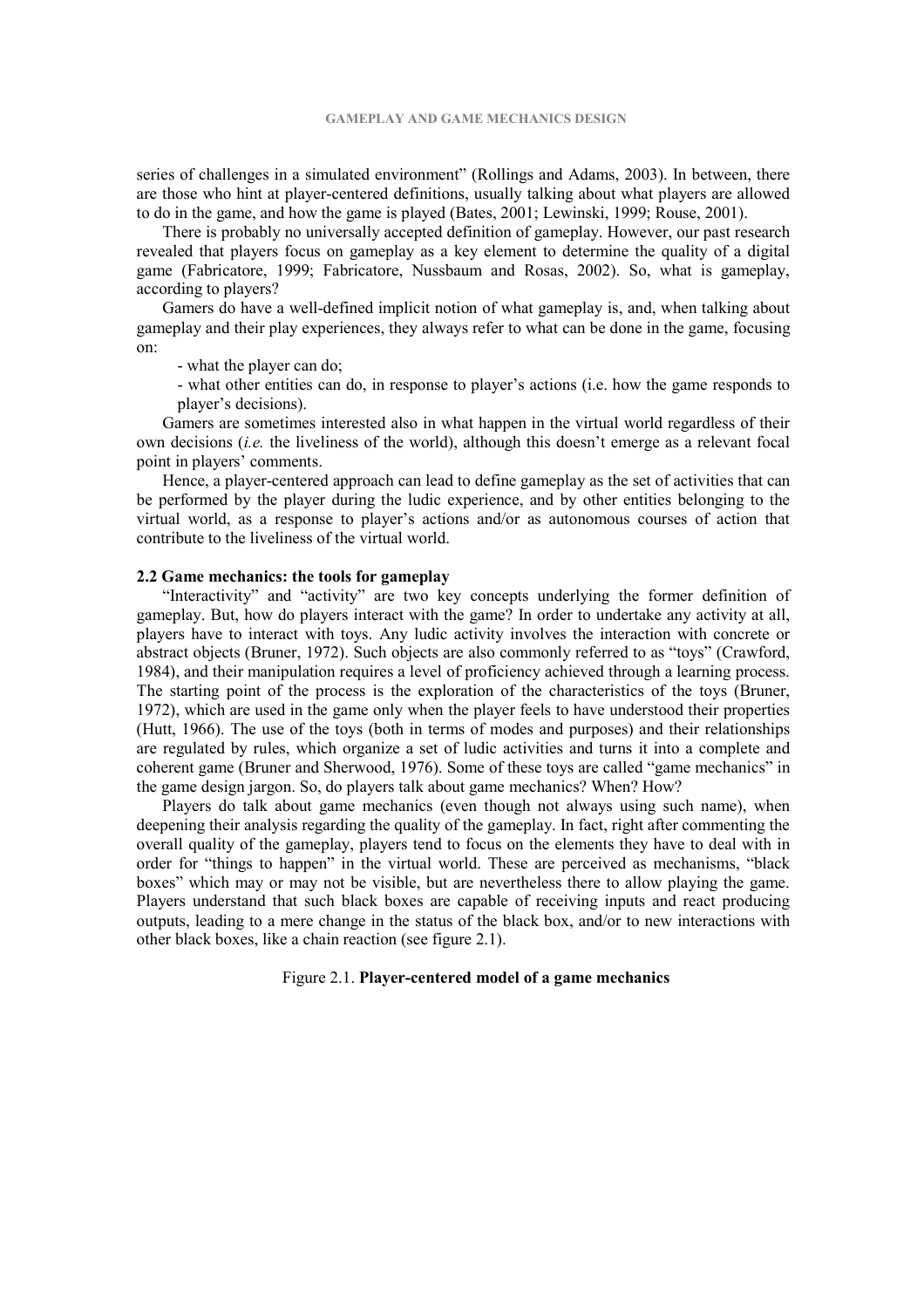series of challenges in a simulated environment" (Rollings and Adams, 2003). In between, there are those who hint at player-centered definitions, usually talking about what players are allowed to do in the game, and how the game is played (Bates, 2001; Lewinski, 1999; Rouse, 2001).

There is probably no universally accepted definition of gameplay. However, our past research revealed that players focus on gameplay as a key element to determine the quality of a digital game (Fabricatore, 1999; Fabricatore, Nussbaum and Rosas, 2002). So, what is gameplay, according to players?

Gamers do have a well-defined implicit notion of what gameplay is, and, when talking about gameplay and their play experiences, they always refer to what can be done in the game, focusing on:

- what the player can do;
- what other entities can do, in response to player's actions (i.e. how the game responds to player's decisions).

Gamers are sometimes interested also in what happen in the virtual world regardless of their own decisions (*i.e.* the liveliness of the world), although this doesn't emerge as a relevant focal point in players' comments.

Hence, a player-centered approach can lead to define gameplay as the set of activities that can be performed by the player during the ludic experience, and by other entities belonging to the virtual world, as a response to player's actions and/or as autonomous courses of action that contribute to the liveliness of the virtual world.

### 2.2 Game mechanics: the tools for gameplay

"Interactivity" and "activity" are two key concepts underlying the former definition of gameplay. But, how do players interact with the game? In order to undertake any activity at all, players have to interact with toys. Any ludic activity involves the interaction with concrete or abstract objects (Bruner, 1972). Such objects are also commonly referred to as "toys" (Crawford, 1984), and their manipulation requires a level of proficiency achieved through a learning process. The starting point of the process is the exploration of the characteristics of the toys (Bruner, 1972), which are used in the game only when the player feels to have understood their properties (Hutt, 1966). The use of the toys (both in terms of modes and purposes) and their relationships are regulated by rules, which organize a set of ludic activities and turns it into a complete and coherent game (Bruner and Sherwood, 1976). Some of these toys are called "game mechanics" in the game design jargon. So, do players talk about game mechanics? When? How?

Players do talk about game mechanics (even though not always using such name), when deepening their analysis regarding the quality of the gameplay. In fact, right after commenting the overall quality of the gameplay, players tend to focus on the elements they have to deal with in order for "things to happen" in the virtual world. These are perceived as mechanisms, "black boxes" which may or may not be visible, but are nevertheless there to allow playing the game. Players understand that such black boxes are capable of receiving inputs and react producing outputs, leading to a mere change in the status of the black box, and/or to new interactions with other black boxes, like a chain reaction (see figure 2.1).

Figure 2.1. **Player-centered model of a game mechanics**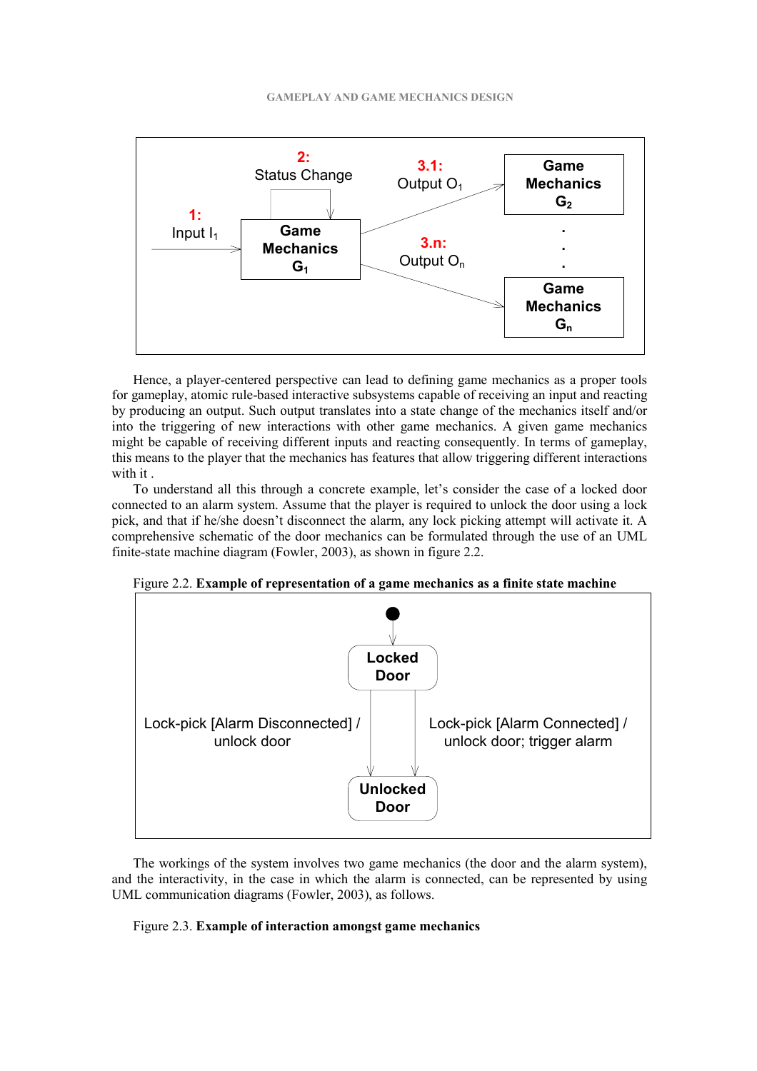Hence, a player-centered perspective can lead to defining game mechanics as a proper tools for gameplay, atomic rule-based interactive subsystems capable of receiving an input and reacting by producing an output. Such output translates into a state change of the mechanics itself and/or into the triggering of new interactions with other game mechanics. A given game mechanics might be capable of receiving different inputs and reacting consequently. In terms of gameplay, this means to the player that the mechanics has features that allow triggering different interactions with it .

To understand all this through a concrete example, let's consider the case of a locked door connected to an alarm system. Assume that the player is required to unlock the door using a lock pick, and that if he/she doesn't disconnect the alarm, any lock picking attempt will activate it. A comprehensive schematic of the door mechanics can be formulated through the use of an UML finite-state machine diagram (Fowler, 2003), as shown in figure 2.2.

Figure 2.2. **Example of representation of a game mechanics as a finite state machine**

The workings of the system involves two game mechanics (the door and the alarm system), and the interactivity, in the case in which the alarm is connected, can be represented by using UML communication diagrams (Fowler, 2003), as follows.

Figure 2.3. **Example of interaction amongst game mechanics**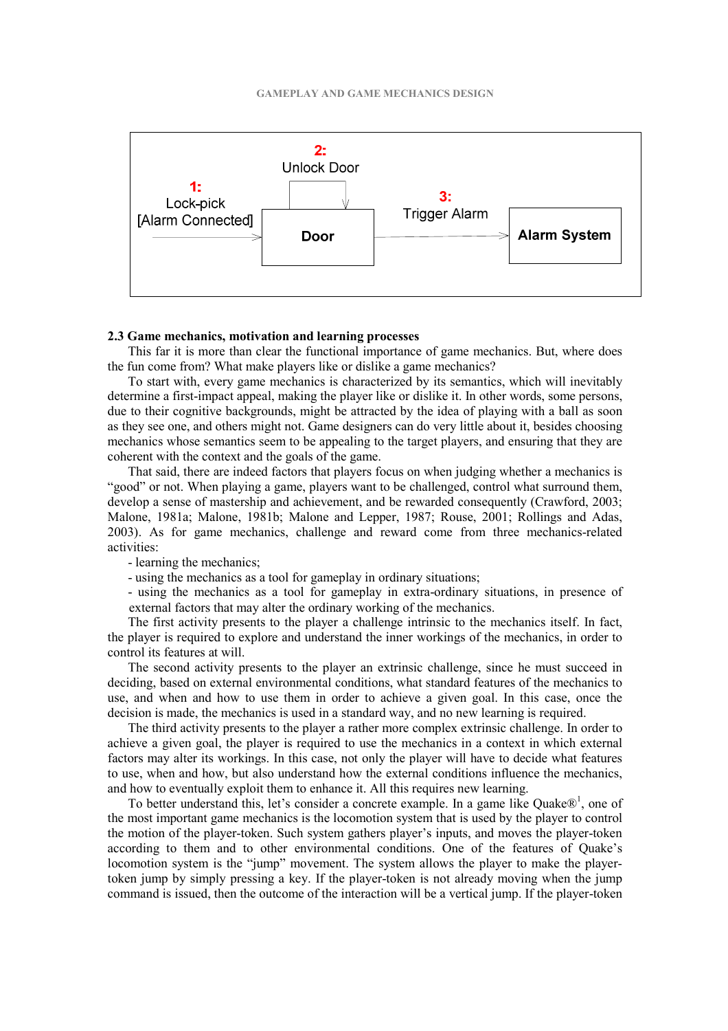1: Lock-pick [Alarm Connected]

2: Unlock Door

3: Trigger Alarm

Door

Alarm System

### 2.3 Game mechanics, motivation and learning processes

This far it is more than clear the functional importance of game mechanics. But, where does the fun come from? What make players like or dislike a game mechanics?

To start with, every game mechanics is characterized by its semantics, which will inevitably determine a first-impact appeal, making the player like or dislike it. In other words, some persons, due to their cognitive backgrounds, might be attracted by the idea of playing with a ball as soon as they see one, and others might not. Game designers can do very little about it, besides choosing mechanics whose semantics seem to be appealing to the target players, and ensuring that they are coherent with the context and the goals of the game.

That said, there are indeed factors that players focus on when judging whether a mechanics is "good" or not. When playing a game, players want to be challenged, control what surround them, develop a sense of mastership and achievement, and be rewarded consequently (Crawford, 2003; Malone, 1981a; Malone, 1981b; Malone and Lepper, 1987; Rouse, 2001; Rollings and Adas, 2003). As for game mechanics, challenge and reward come from three mechanics-related activities:

- learning the mechanics;
- using the mechanics as a tool for gameplay in ordinary situations;
- using the mechanics as a tool for gameplay in extra-ordinary situations, in presence of external factors that may alter the ordinary working of the mechanics.

The first activity presents to the player a challenge intrinsic to the mechanics itself. In fact, the player is required to explore and understand the inner workings of the mechanics, in order to control its features at will.

The second activity presents to the player an extrinsic challenge, since he must succeed in deciding, based on external environmental conditions, what standard features of the mechanics to use, and when and how to use them in order to achieve a given goal. In this case, once the decision is made, the mechanics is used in a standard way, and no new learning is required.

The third activity presents to the player a rather more complex extrinsic challenge. In order to achieve a given goal, the player is required to use the mechanics in a context in which external factors may alter its workings. In this case, not only the player will have to decide what features to use, when and how, but also understand how the external conditions influence the mechanics, and how to eventually exploit them to enhance it. All this requires new learning.

To better understand this, let's consider a concrete example. In a game like Quake®[1], one of the most important game mechanics is the locomotion system that is used by the player to control the motion of the player-token. Such system gathers player's inputs, and moves the player-token according to them and to other environmental conditions. One of the features of Quake's locomotion system is the "jump" movement. The system allows the player to make the player-token jump by simply pressing a key. If the player-token is not already moving when the jump command is issued, then the outcome of the interaction will be a vertical jump. If the player-token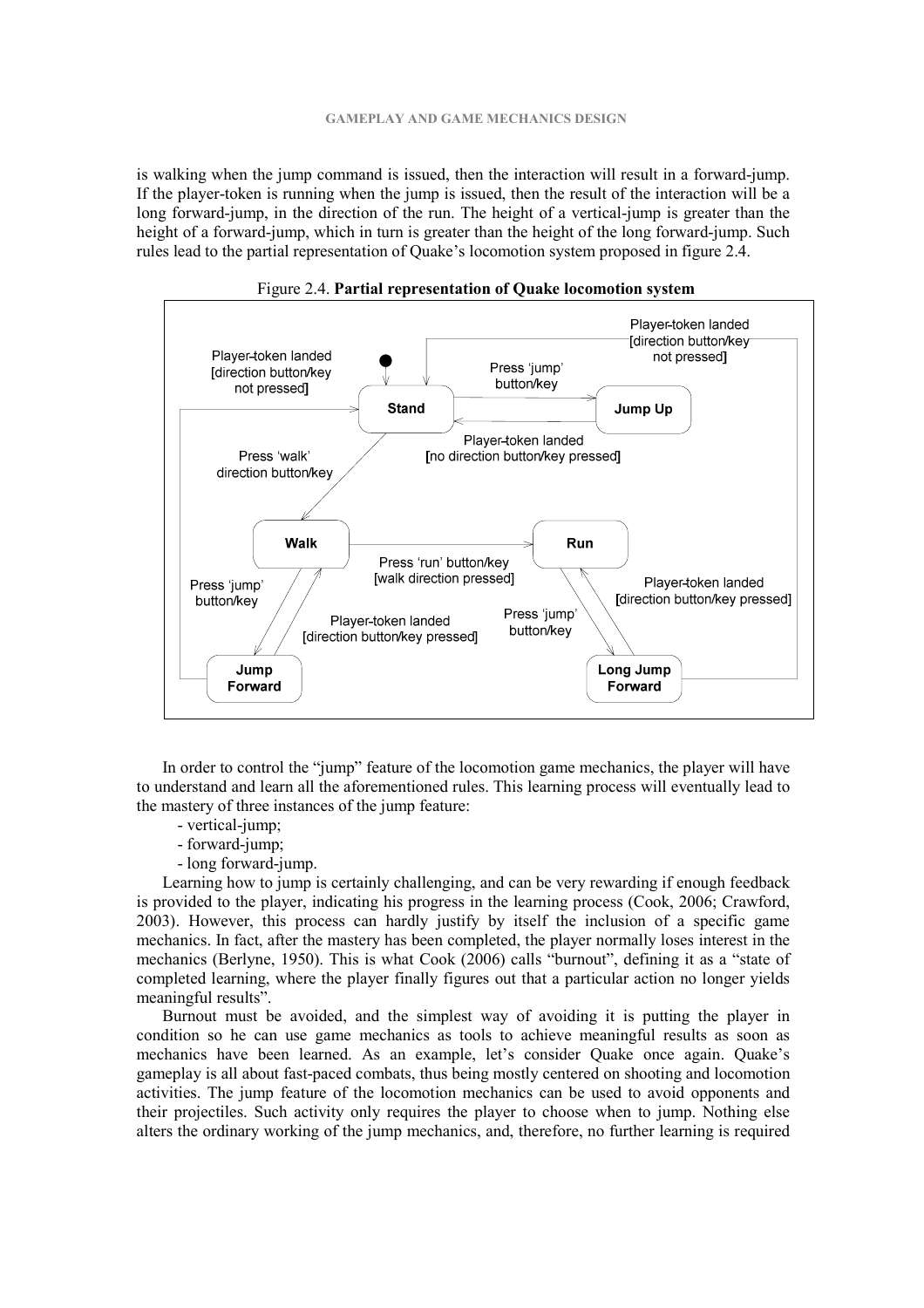is walking when the jump command is issued, then the interaction will result in a forward-jump. If the player-token is running when the jump is issued, then the result of the interaction will be a long forward-jump, in the direction of the run. The height of a vertical-jump is greater than the height of a forward-jump, which in turn is greater than the height of the long forward-jump. Such rules lead to the partial representation of Quake's locomotion system proposed in figure 2.4.

Figure 2.4. **Partial representation of Quake locomotion system**

In order to control the "jump" feature of the locomotion game mechanics, the player will have to understand and learn all the aforementioned rules. This learning process will eventually lead to the mastery of three instances of the jump feature:

- vertical-jump;
- forward-jump;
- long forward-jump.

Learning how to jump is certainly challenging, and can be very rewarding if enough feedback is provided to the player, indicating his progress in the learning process (Cook, 2006; Crawford, 2003). However, this process can hardly justify by itself the inclusion of a specific game mechanics. In fact, after the mastery has been completed, the player normally loses interest in the mechanics (Berlyne, 1950). This is what Cook (2006) calls "burnout", defining it as a "state of completed learning, where the player finally figures out that a particular action no longer yields meaningful results".

Burnout must be avoided, and the simplest way of avoiding it is putting the player in condition so he can use game mechanics as tools to achieve meaningful results as soon as mechanics have been learned. As an example, let's consider Quake once again. Quake's gameplay is all about fast-paced combats, thus being mostly centered on shooting and locomotion activities. The jump feature of the locomotion mechanics can be used to avoid opponents and their projectiles. Such activity only requires the player to choose when to jump. Nothing else alters the ordinary working of the jump mechanics, and, therefore, no further learning is required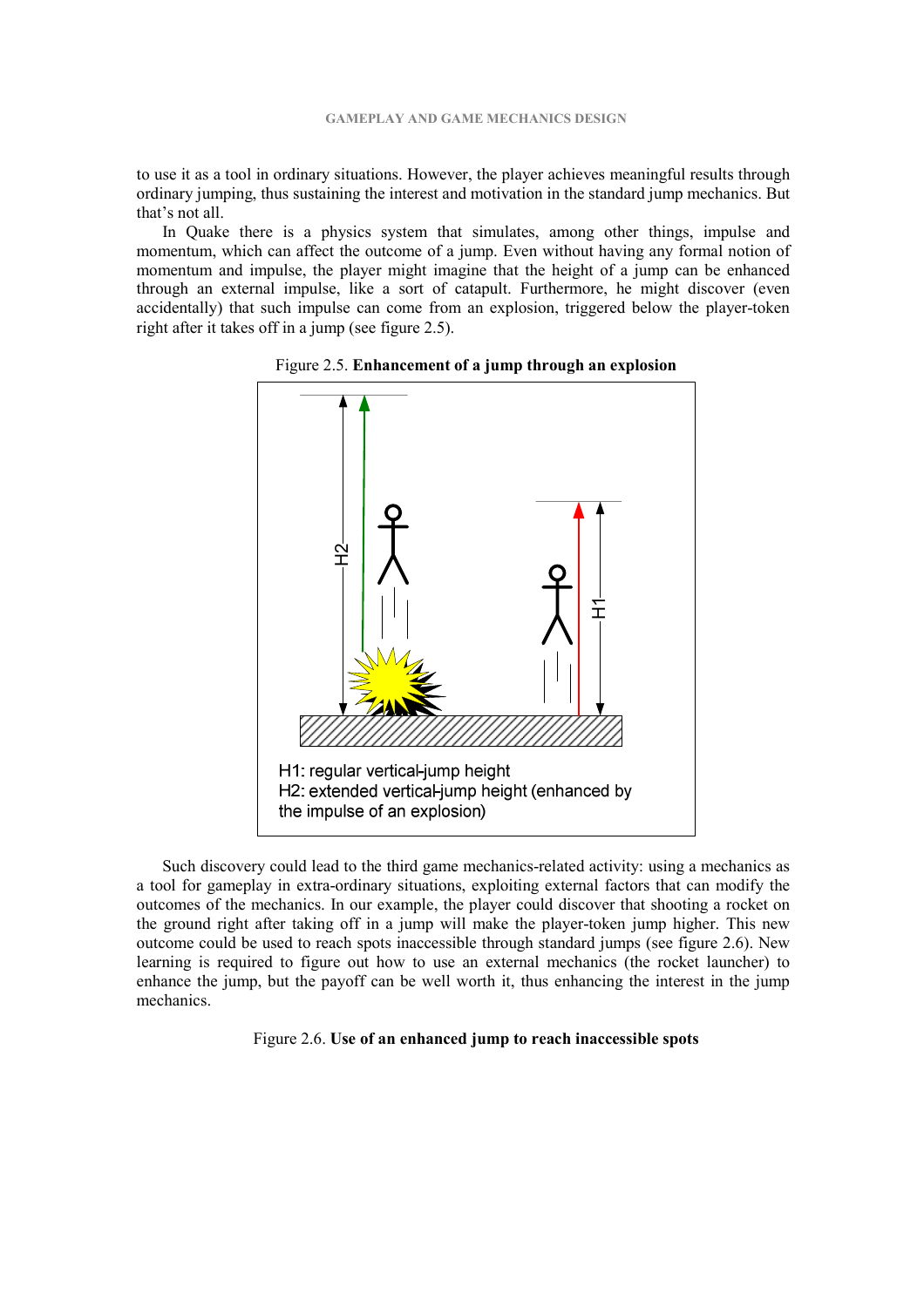to use it as a tool in ordinary situations. However, the player achieves meaningful results through ordinary jumping, thus sustaining the interest and motivation in the standard jump mechanics. But that's not all.

In Quake there is a physics system that simulates, among other things, impulse and momentum, which can affect the outcome of a jump. Even without having any formal notion of momentum and impulse, the player might imagine that the height of a jump can be enhanced through an external impulse, like a sort of catapult. Furthermore, he might discover (even accidentally) that such impulse can come from an explosion, triggered below the player-token right after it takes off in a jump (see figure 2.5).

Figure 2.5. **Enhancement of a jump through an explosion**

H1: regular vertical-jump height
H2: extended vertical-jump height (enhanced by the impulse of an explosion)

Such discovery could lead to the third game mechanics-related activity: using a mechanics as a tool for gameplay in extra-ordinary situations, exploiting external factors that can modify the outcomes of the mechanics. In our example, the player could discover that shooting a rocket on the ground right after taking off in a jump will make the player-token jump higher. This new outcome could be used to reach spots inaccessible through standard jumps (see figure 2.6). New learning is required to figure out how to use an external mechanics (the rocket launcher) to enhance the jump, but the payoff can be well worth it, thus enhancing the interest in the jump mechanics.

Figure 2.6. **Use of an enhanced jump to reach inaccessible spots**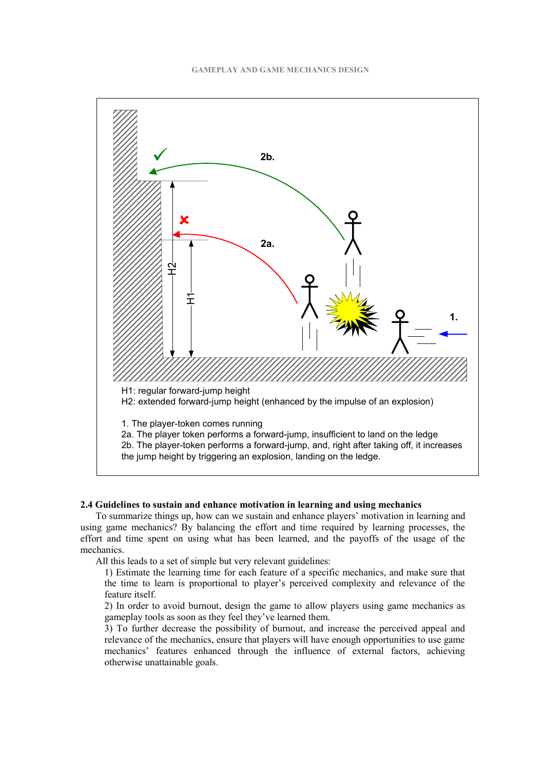H1: regular forward-jump height
H2: extended forward-jump height (enhanced by the impulse of an explosion)

1. The player-token comes running
2a. The player token performs a forward-jump, insufficient to land on the ledge
2b. The player-token performs a forward-jump, and, right after taking off, it increases the jump height by triggering an explosion, landing on the ledge.

### 2.4 Guidelines to sustain and enhance motivation in learning and using mechanics

To summarize things up, how can we sustain and enhance players' motivation in learning and using game mechanics? By balancing the effort and time required by learning processes, the effort and time spent on using what has been learned, and the payoffs of the usage of the mechanics.

All this leads to a set of simple but very relevant guidelines:

1) Estimate the learning time for each feature of a specific mechanics, and make sure that the time to learn is proportional to player's perceived complexity and relevance of the feature itself.

2) In order to avoid burnout, design the game to allow players using game mechanics as gameplay tools as soon as they feel they've learned them.

3) To further decrease the possibility of burnout, and increase the perceived appeal and relevance of the mechanics, ensure that players will have enough opportunities to use game mechanics' features enhanced through the influence of external factors, achieving otherwise unattainable goals.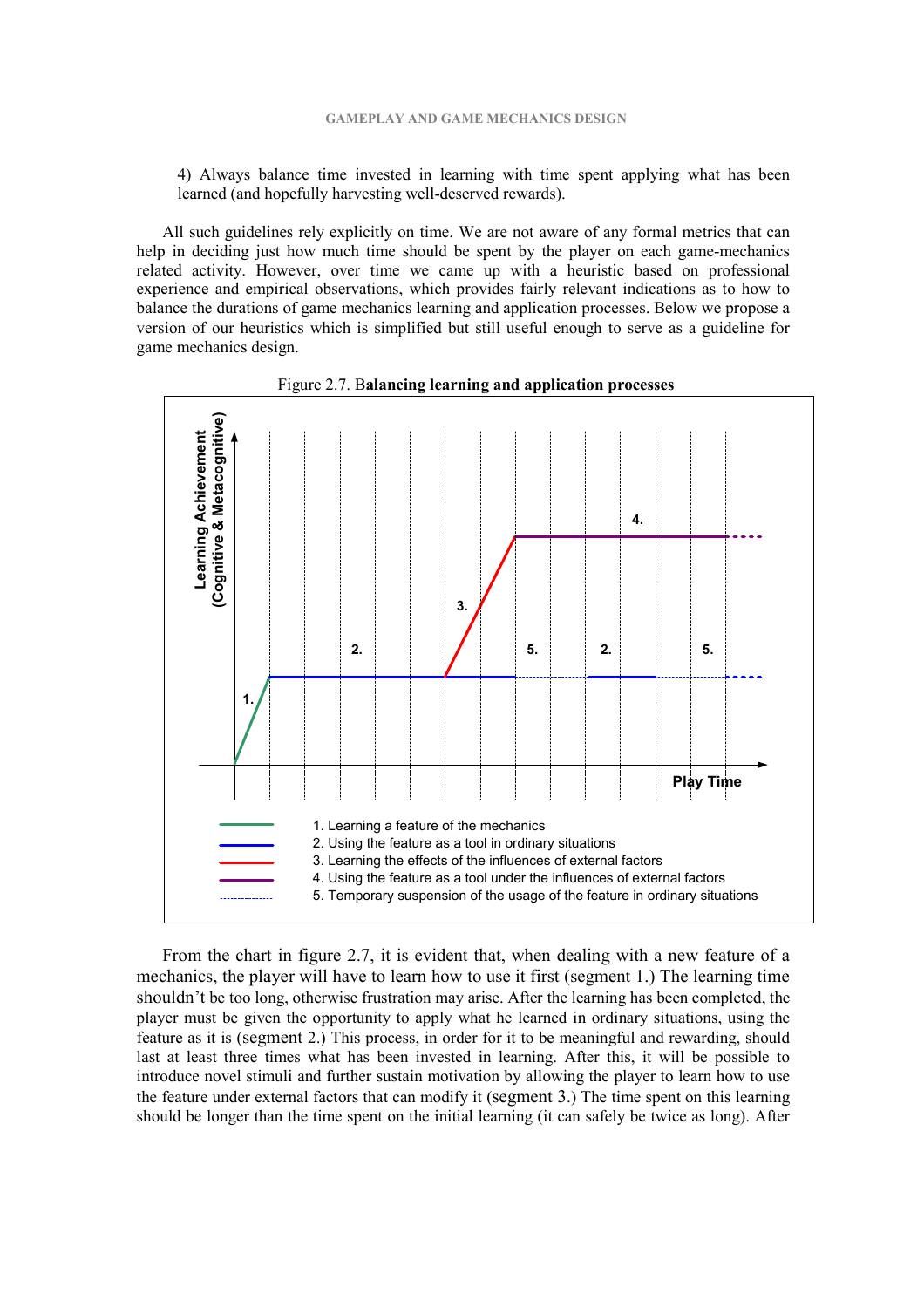4) Always balance time invested in learning with time spent applying what has been learned (and hopefully harvesting well-deserved rewards).

All such guidelines rely explicitly on time. We are not aware of any formal metrics that can help in deciding just how much time should be spent by the player on each game-mechanics related activity. However, over time we came up with a heuristic based on professional experience and empirical observations, which provides fairly relevant indications as to how to balance the durations of game mechanics learning and application processes. Below we propose a version of our heuristics which is simplified but still useful enough to serve as a guideline for game mechanics design.

Figure 2.7. **Balancing learning and application processes**

Learning Achievement (Cognitive & Metacognitive)

Play Time

1. Learning a feature of the mechanics
2. Using the feature as a tool in ordinary situations
3. Learning the effects of the influences of external factors
4. Using the feature as a tool under the influences of external factors
5. Temporary suspension of the usage of the feature in ordinary situations

From the chart in figure 2.7, it is evident that, when dealing with a new feature of a mechanics, the player will have to learn how to use it first (segment 1.) The learning time shouldn't be too long, otherwise frustration may arise. After the learning has been completed, the player must be given the opportunity to apply what he learned in ordinary situations, using the feature as it is (segment 2.) This process, in order for it to be meaningful and rewarding, should last at least three times what has been invested in learning. After this, it will be possible to introduce novel stimuli and further sustain motivation by allowing the player to learn how to use the feature under external factors that can modify it (segment 3.) The time spent on this learning should be longer than the time spent on the initial learning (it can safely be twice as long). After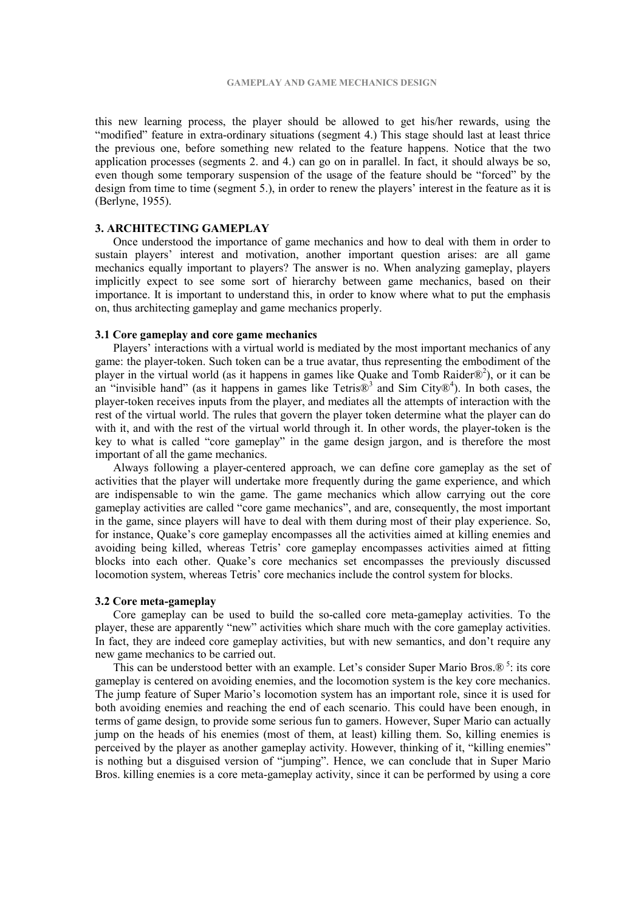this new learning process, the player should be allowed to get his/her rewards, using the "modified" feature in extra-ordinary situations (segment 4.) This stage should last at least thrice the previous one, before something new related to the feature happens. Notice that the two application processes (segments 2. and 4.) can go on in parallel. In fact, it should always be so, even though some temporary suspension of the usage of the feature should be "forced" by the design from time to time (segment 5.), in order to renew the players' interest in the feature as it is (Berlyne, 1955).

## 3. ARCHITECTING GAMEPLAY

Once understood the importance of game mechanics and how to deal with them in order to sustain players' interest and motivation, another important question arises: are all game mechanics equally important to players? The answer is no. When analyzing gameplay, players implicitly expect to see some sort of hierarchy between game mechanics, based on their importance. It is important to understand this, in order to know where what to put the emphasis on, thus architecting gameplay and game mechanics properly.

### 3.1 Core gameplay and core game mechanics

Players' interactions with a virtual world is mediated by the most important mechanics of any game: the player-token. Such token can be a true avatar, thus representing the embodiment of the player in the virtual world (as it happens in games like Quake and Tomb Raider®[2]), or it can be an "invisible hand" (as it happens in games like Tetris®[3] and Sim City®[4]). In both cases, the player-token receives inputs from the player, and mediates all the attempts of interaction with the rest of the virtual world. The rules that govern the player token determine what the player can do with it, and with the rest of the virtual world through it. In other words, the player-token is the key to what is called "core gameplay" in the game design jargon, and is therefore the most important of all the game mechanics.

Always following a player-centered approach, we can define core gameplay as the set of activities that the player will undertake more frequently during the game experience, and which are indispensable to win the game. The game mechanics which allow carrying out the core gameplay activities are called "core game mechanics", and are, consequently, the most important in the game, since players will have to deal with them during most of their play experience. So, for instance, Quake's core gameplay encompasses all the activities aimed at killing enemies and avoiding being killed, whereas Tetris' core gameplay encompasses activities aimed at fitting blocks into each other. Quake's core mechanics set encompasses the previously discussed locomotion system, whereas Tetris' core mechanics include the control system for blocks.

### 3.2 Core meta-gameplay

Core gameplay can be used to build the so-called core meta-gameplay activities. To the player, these are apparently "new" activities which share much with the core gameplay activities. In fact, they are indeed core gameplay activities, but with new semantics, and don't require any new game mechanics to be carried out.

This can be understood better with an example. Let's consider Super Mario Bros.® [5]: its core gameplay is centered on avoiding enemies, and the locomotion system is the key core mechanics. The jump feature of Super Mario's locomotion system has an important role, since it is used for both avoiding enemies and reaching the end of each scenario. This could have been enough, in terms of game design, to provide some serious fun to gamers. However, Super Mario can actually jump on the heads of his enemies (most of them, at least) killing them. So, killing enemies is perceived by the player as another gameplay activity. However, thinking of it, "killing enemies" is nothing but a disguised version of "jumping". Hence, we can conclude that in Super Mario Bros. killing enemies is a core meta-gameplay activity, since it can be performed by using a core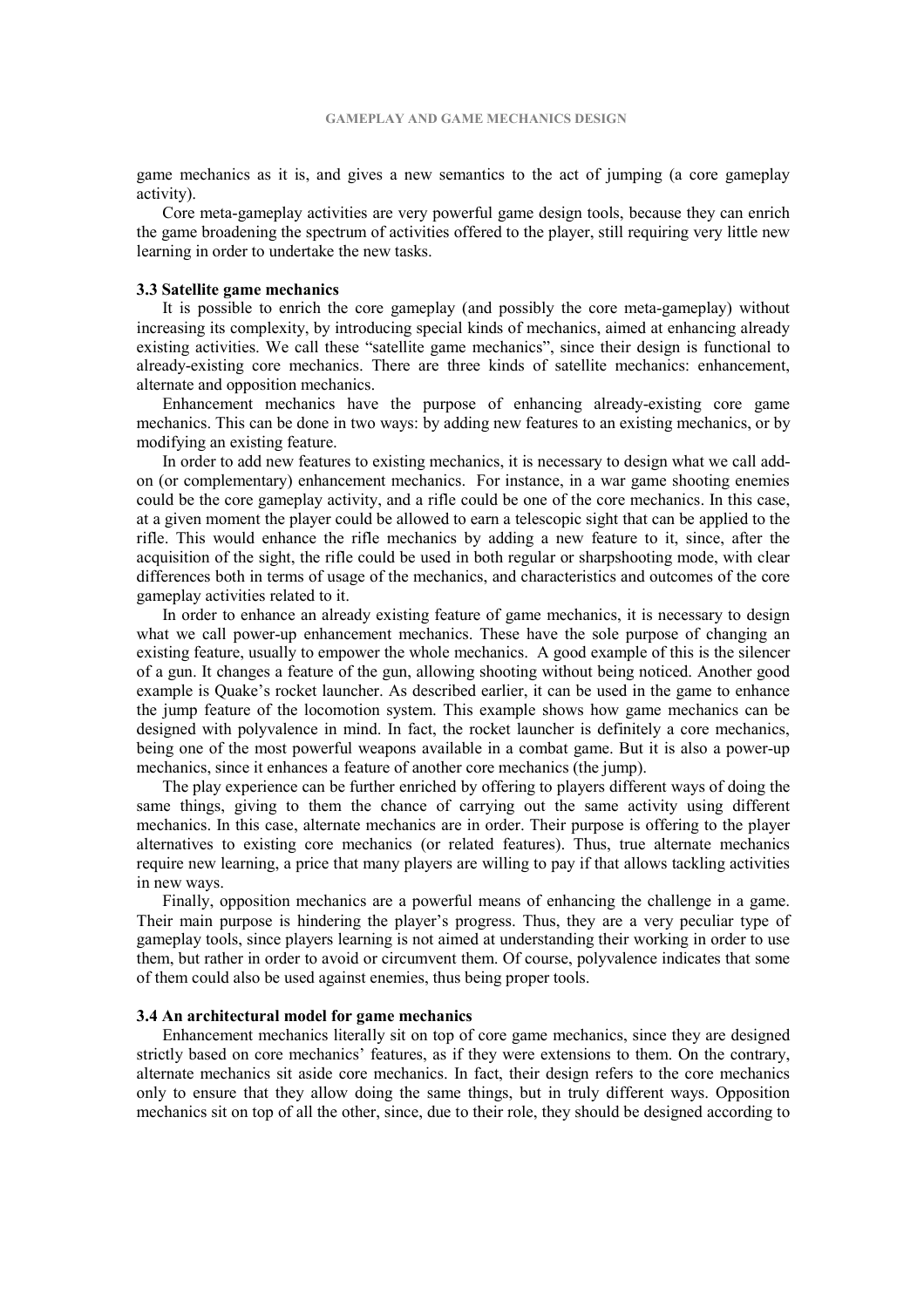game mechanics as it is, and gives a new semantics to the act of jumping (a core gameplay activity).

Core meta-gameplay activities are very powerful game design tools, because they can enrich the game broadening the spectrum of activities offered to the player, still requiring very little new learning in order to undertake the new tasks.

### 3.3 Satellite game mechanics

It is possible to enrich the core gameplay (and possibly the core meta-gameplay) without increasing its complexity, by introducing special kinds of mechanics, aimed at enhancing already existing activities. We call these "satellite game mechanics", since their design is functional to already-existing core mechanics. There are three kinds of satellite mechanics: enhancement, alternate and opposition mechanics.

Enhancement mechanics have the purpose of enhancing already-existing core game mechanics. This can be done in two ways: by adding new features to an existing mechanics, or by modifying an existing feature.

In order to add new features to existing mechanics, it is necessary to design what we call add-on (or complementary) enhancement mechanics. For instance, in a war game shooting enemies could be the core gameplay activity, and a rifle could be one of the core mechanics. In this case, at a given moment the player could be allowed to earn a telescopic sight that can be applied to the rifle. This would enhance the rifle mechanics by adding a new feature to it, since, after the acquisition of the sight, the rifle could be used in both regular or sharpshooting mode, with clear differences both in terms of usage of the mechanics, and characteristics and outcomes of the core gameplay activities related to it.

In order to enhance an already existing feature of game mechanics, it is necessary to design what we call power-up enhancement mechanics. These have the sole purpose of changing an existing feature, usually to empower the whole mechanics. A good example of this is the silencer of a gun. It changes a feature of the gun, allowing shooting without being noticed. Another good example is Quake's rocket launcher. As described earlier, it can be used in the game to enhance the jump feature of the locomotion system. This example shows how game mechanics can be designed with polyvalence in mind. In fact, the rocket launcher is definitely a core mechanics, being one of the most powerful weapons available in a combat game. But it is also a power-up mechanics, since it enhances a feature of another core mechanics (the jump).

The play experience can be further enriched by offering to players different ways of doing the same things, giving to them the chance of carrying out the same activity using different mechanics. In this case, alternate mechanics are in order. Their purpose is offering to the player alternatives to existing core mechanics (or related features). Thus, true alternate mechanics require new learning, a price that many players are willing to pay if that allows tackling activities in new ways.

Finally, opposition mechanics are a powerful means of enhancing the challenge in a game. Their main purpose is hindering the player's progress. Thus, they are a very peculiar type of gameplay tools, since players learning is not aimed at understanding their working in order to use them, but rather in order to avoid or circumvent them. Of course, polyvalence indicates that some of them could also be used against enemies, thus being proper tools.

### 3.4 An architectural model for game mechanics

Enhancement mechanics literally sit on top of core game mechanics, since they are designed strictly based on core mechanics' features, as if they were extensions to them. On the contrary, alternate mechanics sit aside core mechanics. In fact, their design refers to the core mechanics only to ensure that they allow doing the same things, but in truly different ways. Opposition mechanics sit on top of all the other, since, due to their role, they should be designed according to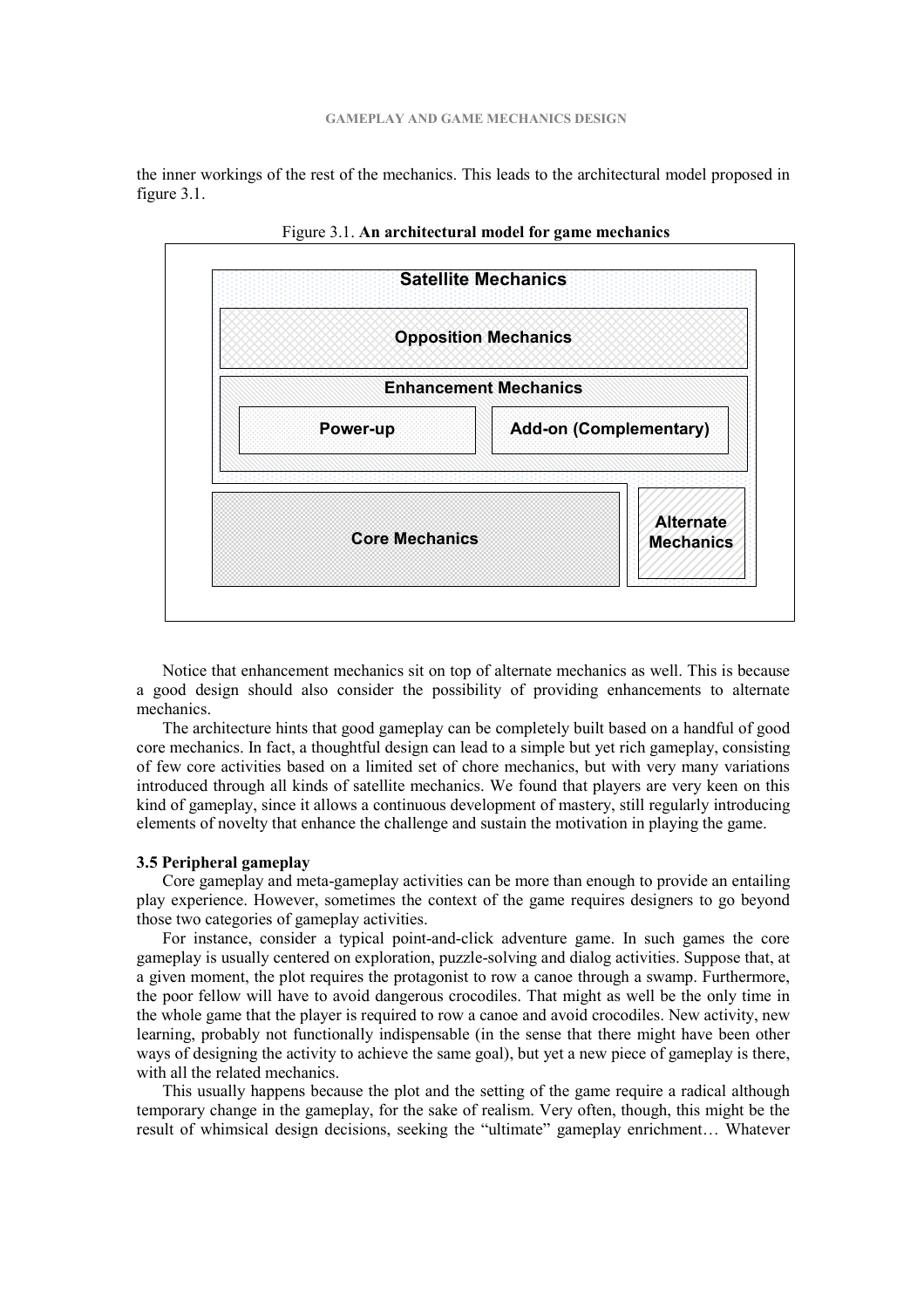the inner workings of the rest of the mechanics. This leads to the architectural model proposed in figure 3.1.

Figure 3.1. **An architectural model for game mechanics**

Satellite Mechanics

Opposition Mechanics

Enhancement Mechanics

Power-up

Add-on (Complementary)

Core Mechanics

Alternate Mechanics

Notice that enhancement mechanics sit on top of alternate mechanics as well. This is because a good design should also consider the possibility of providing enhancements to alternate mechanics.

The architecture hints that good gameplay can be completely built based on a handful of good core mechanics. In fact, a thoughtful design can lead to a simple but yet rich gameplay, consisting of few core activities based on a limited set of chore mechanics, but with very many variations introduced through all kinds of satellite mechanics. We found that players are very keen on this kind of gameplay, since it allows a continuous development of mastery, still regularly introducing elements of novelty that enhance the challenge and sustain the motivation in playing the game.

### 3.5 Peripheral gameplay

Core gameplay and meta-gameplay activities can be more than enough to provide an entailing play experience. However, sometimes the context of the game requires designers to go beyond those two categories of gameplay activities.

For instance, consider a typical point-and-click adventure game. In such games the core gameplay is usually centered on exploration, puzzle-solving and dialog activities. Suppose that, at a given moment, the plot requires the protagonist to row a canoe through a swamp. Furthermore, the poor fellow will have to avoid dangerous crocodiles. That might as well be the only time in the whole game that the player is required to row a canoe and avoid crocodiles. New activity, new learning, probably not functionally indispensable (in the sense that there might have been other ways of designing the activity to achieve the same goal), but yet a new piece of gameplay is there, with all the related mechanics.

This usually happens because the plot and the setting of the game require a radical although temporary change in the gameplay, for the sake of realism. Very often, though, this might be the result of whimsical design decisions, seeking the "ultimate" gameplay enrichment… Whatever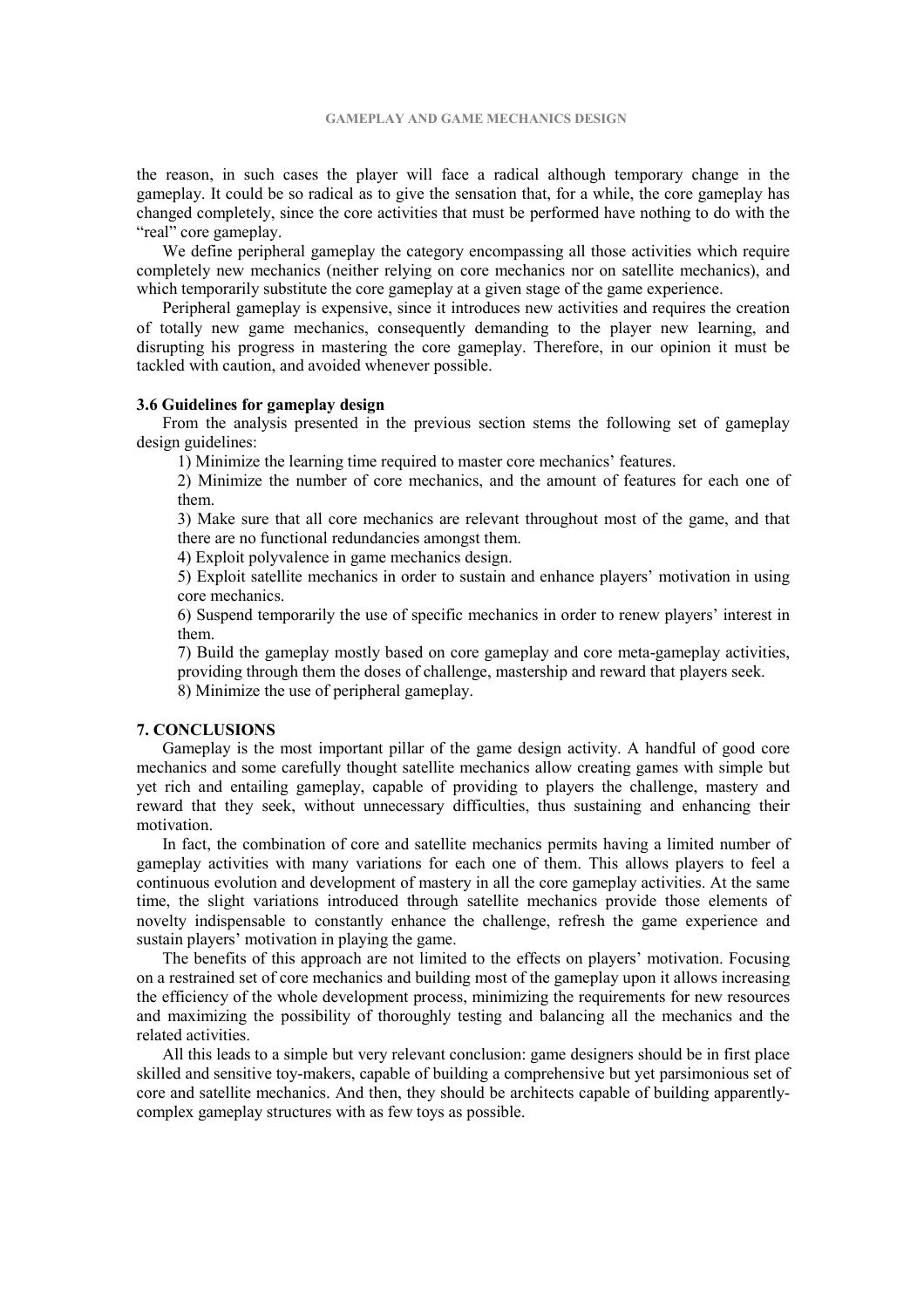the reason, in such cases the player will face a radical although temporary change in the gameplay. It could be so radical as to give the sensation that, for a while, the core gameplay has changed completely, since the core activities that must be performed have nothing to do with the "real" core gameplay.

We define peripheral gameplay the category encompassing all those activities which require completely new mechanics (neither relying on core mechanics nor on satellite mechanics), and which temporarily substitute the core gameplay at a given stage of the game experience.

Peripheral gameplay is expensive, since it introduces new activities and requires the creation of totally new game mechanics, consequently demanding to the player new learning, and disrupting his progress in mastering the core gameplay. Therefore, in our opinion it must be tackled with caution, and avoided whenever possible.

### 3.6 Guidelines for gameplay design

From the analysis presented in the previous section stems the following set of gameplay design guidelines:

1) Minimize the learning time required to master core mechanics' features.

2) Minimize the number of core mechanics, and the amount of features for each one of them.

3) Make sure that all core mechanics are relevant throughout most of the game, and that there are no functional redundancies amongst them.

4) Exploit polyvalence in game mechanics design.

5) Exploit satellite mechanics in order to sustain and enhance players' motivation in using core mechanics.

6) Suspend temporarily the use of specific mechanics in order to renew players' interest in them.

7) Build the gameplay mostly based on core gameplay and core meta-gameplay activities, providing through them the doses of challenge, mastership and reward that players seek.

8) Minimize the use of peripheral gameplay.

## 7. CONCLUSIONS

Gameplay is the most important pillar of the game design activity. A handful of good core mechanics and some carefully thought satellite mechanics allow creating games with simple but yet rich and entailing gameplay, capable of providing to players the challenge, mastery and reward that they seek, without unnecessary difficulties, thus sustaining and enhancing their motivation.

In fact, the combination of core and satellite mechanics permits having a limited number of gameplay activities with many variations for each one of them. This allows players to feel a continuous evolution and development of mastery in all the core gameplay activities. At the same time, the slight variations introduced through satellite mechanics provide those elements of novelty indispensable to constantly enhance the challenge, refresh the game experience and sustain players' motivation in playing the game.

The benefits of this approach are not limited to the effects on players' motivation. Focusing on a restrained set of core mechanics and building most of the gameplay upon it allows increasing the efficiency of the whole development process, minimizing the requirements for new resources and maximizing the possibility of thoroughly testing and balancing all the mechanics and the related activities.

All this leads to a simple but very relevant conclusion: game designers should be in first place skilled and sensitive toy-makers, capable of building a comprehensive but yet parsimonious set of core and satellite mechanics. And then, they should be architects capable of building apparently-complex gameplay structures with as few toys as possible.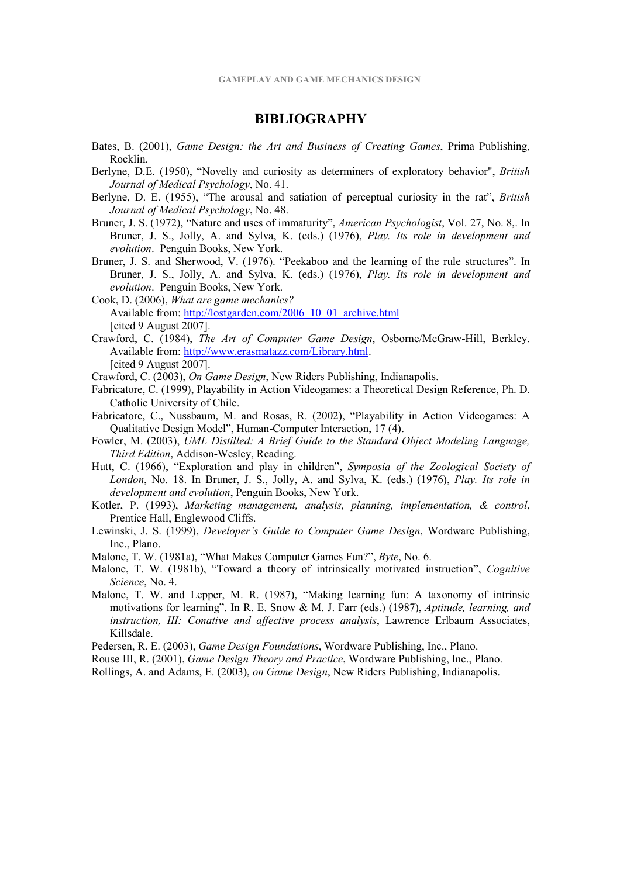# BIBLIOGRAPHY

Bates, B. (2001), *Game Design: the Art and Business of Creating Games*, Prima Publishing, Rocklin.

Berlyne, D.E. (1950), "Novelty and curiosity as determiners of exploratory behavior", *British Journal of Medical Psychology*, No. 41.

Berlyne, D. E. (1955), "The arousal and satiation of perceptual curiosity in the rat", *British Journal of Medical Psychology*, No. 48.

Bruner, J. S. (1972), "Nature and uses of immaturity", *American Psychologist*, Vol. 27, No. 8,. In Bruner, J. S., Jolly, A. and Sylva, K. (eds.) (1976), *Play. Its role in development and evolution*. Penguin Books, New York.

Bruner, J. S. and Sherwood, V. (1976). "Peekaboo and the learning of the rule structures". In Bruner, J. S., Jolly, A. and Sylva, K. (eds.) (1976), *Play. Its role in development and evolution*. Penguin Books, New York.

Cook, D. (2006), *What are game mechanics?*
Available from: http://lostgarden.com/2006_10_01_archive.html
[cited 9 August 2007].

Crawford, C. (1984), *The Art of Computer Game Design*, Osborne/McGraw-Hill, Berkley. Available from: http://www.erasmatazz.com/Library.html.
[cited 9 August 2007].

Crawford, C. (2003), *On Game Design*, New Riders Publishing, Indianapolis.

Fabricatore, C. (1999), Playability in Action Videogames: a Theoretical Design Reference, Ph. D. Catholic University of Chile.

Fabricatore, C., Nussbaum, M. and Rosas, R. (2002), "Playability in Action Videogames: A Qualitative Design Model", Human-Computer Interaction, 17 (4).

Fowler, M. (2003), *UML Distilled: A Brief Guide to the Standard Object Modeling Language, Third Edition*, Addison-Wesley, Reading.

Hutt, C. (1966), "Exploration and play in children", *Symposia of the Zoological Society of London*, No. 18. In Bruner, J. S., Jolly, A. and Sylva, K. (eds.) (1976), *Play. Its role in development and evolution*, Penguin Books, New York.

Kotler, P. (1993), *Marketing management, analysis, planning, implementation, & control*, Prentice Hall, Englewood Cliffs.

Lewinski, J. S. (1999), *Developer's Guide to Computer Game Design*, Wordware Publishing, Inc., Plano.

Malone, T. W. (1981a), "What Makes Computer Games Fun?", *Byte*, No. 6.

Malone, T. W. (1981b), "Toward a theory of intrinsically motivated instruction", *Cognitive Science*, No. 4.

Malone, T. W. and Lepper, M. R. (1987), "Making learning fun: A taxonomy of intrinsic motivations for learning". In R. E. Snow & M. J. Farr (eds.) (1987), *Aptitude, learning, and instruction, III: Conative and affective process analysis*, Lawrence Erlbaum Associates, Killsdale.

Pedersen, R. E. (2003), *Game Design Foundations*, Wordware Publishing, Inc., Plano.

Rouse III, R. (2001), *Game Design Theory and Practice*, Wordware Publishing, Inc., Plano.

Rollings, A. and Adams, E. (2003), *on Game Design*, New Riders Publishing, Indianapolis.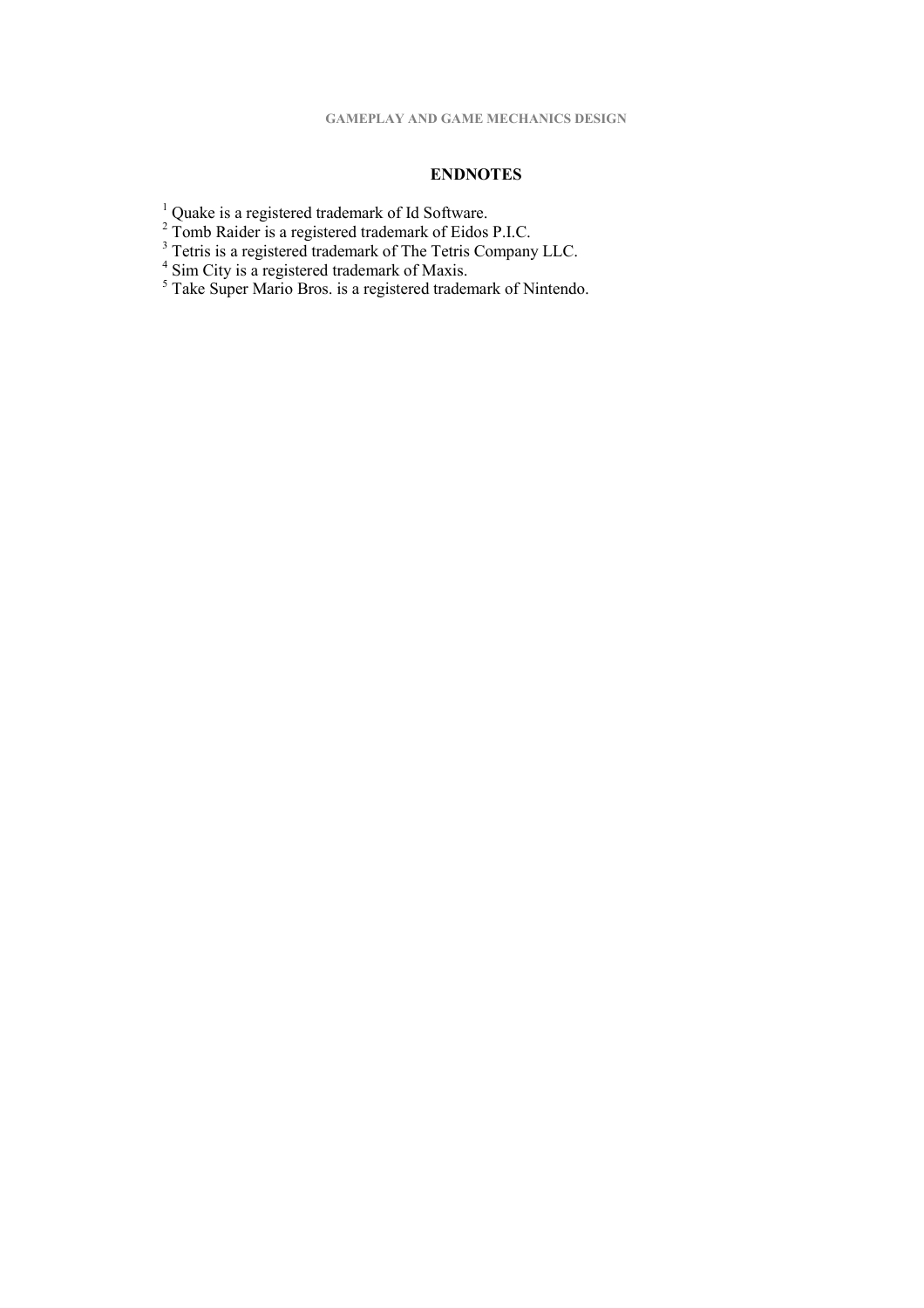## ENDNOTES

[1] Quake is a registered trademark of Id Software.
[2] Tomb Raider is a registered trademark of Eidos P.I.C.
[3] Tetris is a registered trademark of The Tetris Company LLC.
[4] Sim City is a registered trademark of Maxis.
[5] Take Super Mario Bros. is a registered trademark of Nintendo.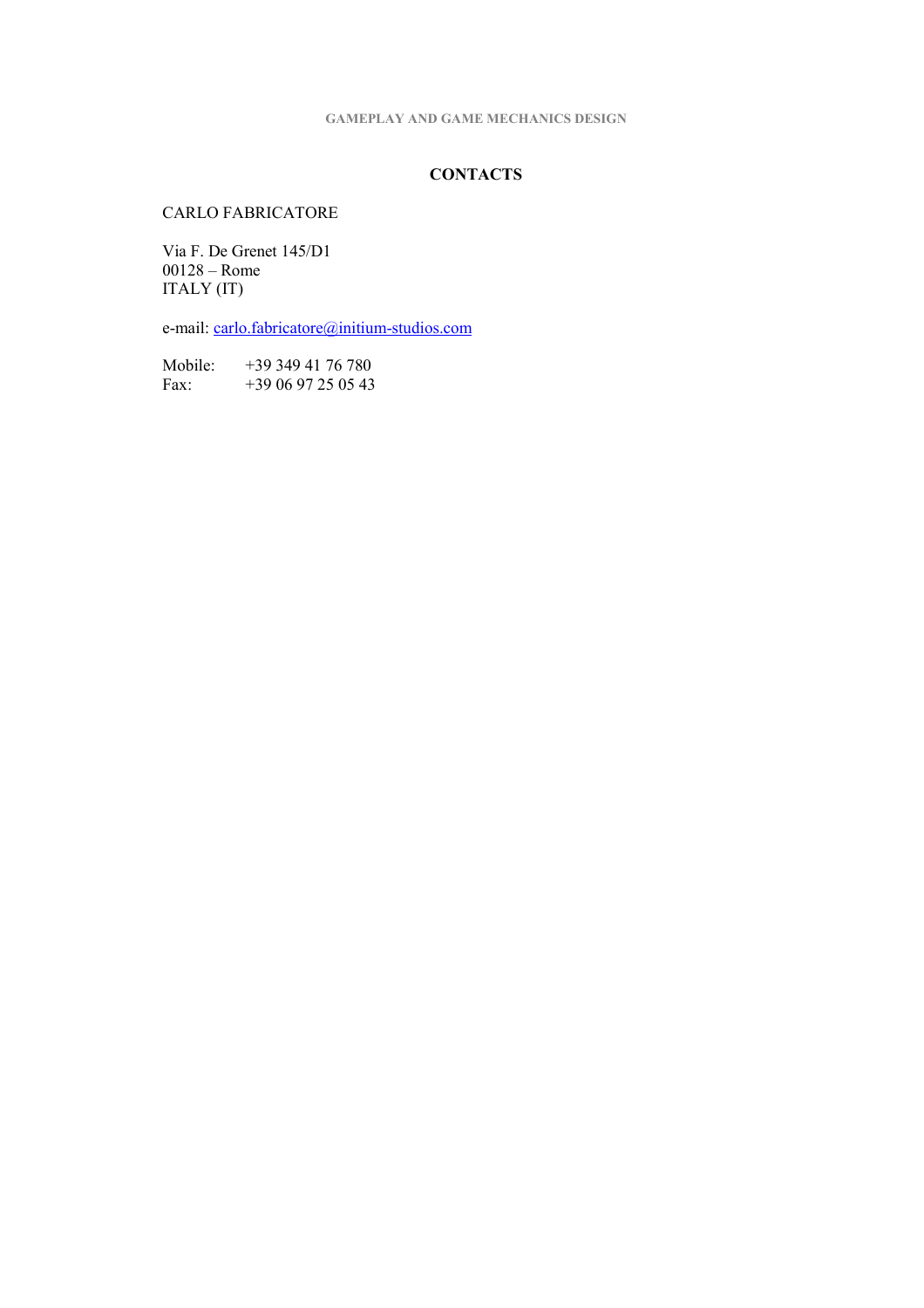## CONTACTS

CARLO FABRICATORE

Via F. De Grenet 145/D1
00128 – Rome
ITALY (IT)

e-mail: carlo.fabricatore@initium-studios.com

Mobile: +39 349 41 76 780
Fax: +39 06 97 25 05 43